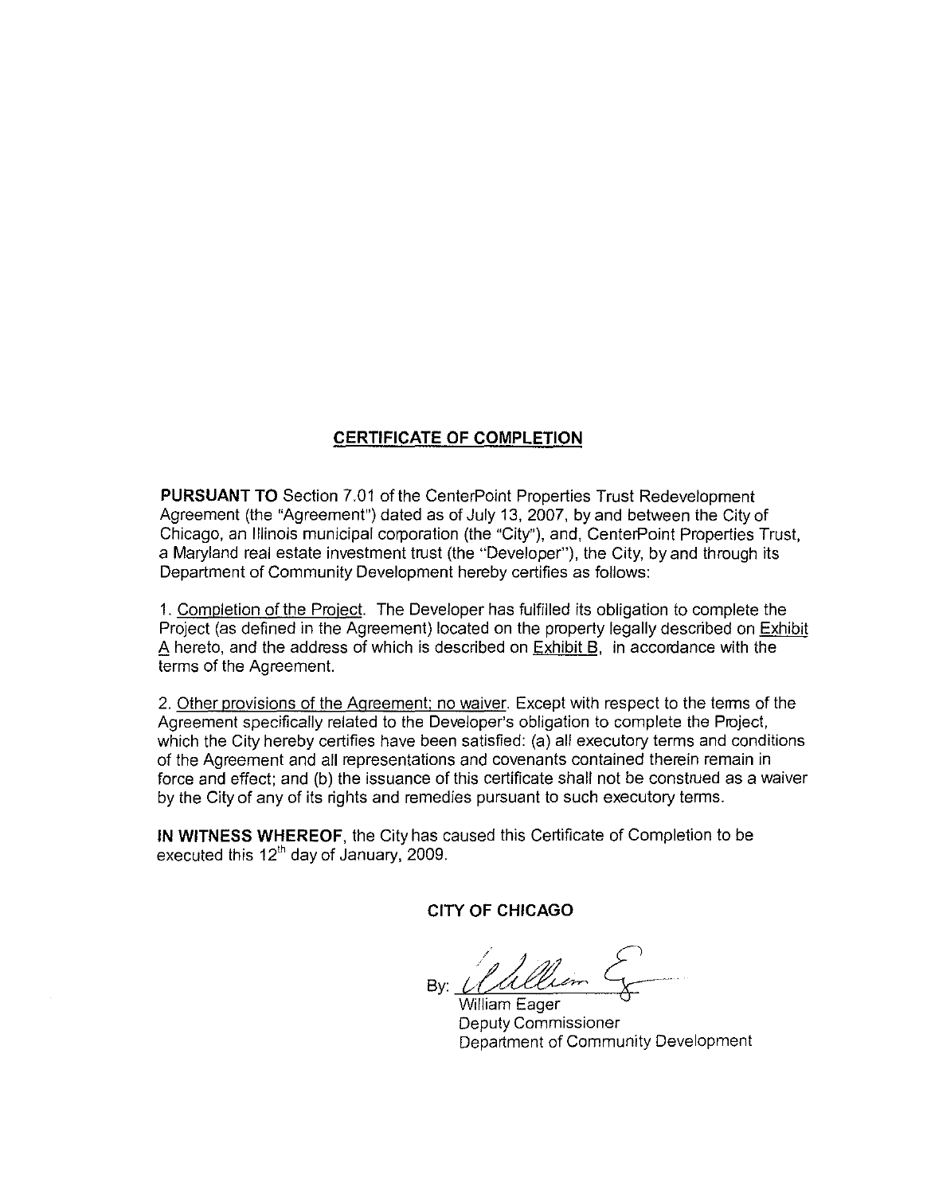## CERTIFICATE OF COMPLETION

**PURSUANT TO** Section 7.01 of the CenterPoint Properties Trust Redevelopment Agreement (the "Agreement") dated as of July 13, 2007, by and between the City of Chicago, an Illinois municipal corporation (the "City"), and, CenterPoint Properties Trust, a Maryland real estate investment trust (the "Developer"), the City, by and through its Department of Community Development hereby certifies as follows:

1. Completion of the Project. The Developer has fulfilled its obligation to complete the Project (as defined in the Agreement) located on the property legally described on Exhibit A hereto, and the address of which is described on Exhibit B, in accordance with the terms of the Agreement.

2. Other provisions of the Agreement; no waiver. Except with respect to the terms of the Agreement specifically related to the Developer's obligation to complete the Project, which the City hereby certifies have been satisfied: (a) all executory terms and conditions of the Agreement and all representations and covenants contained therein remain in force and effect; and (b) the issuance of this certificate shall not be construed as a waiver by the City of any of its rights and remedies pursuant to such executory terms.

**IN WITNESS WHEREOF**, the City has caused this Certificate of Completion to be executed this 12th day of January, 2009.

**CITY OF CHICAGO**

By: ______________________

William Eager
Deputy Commissioner
Department of Community Development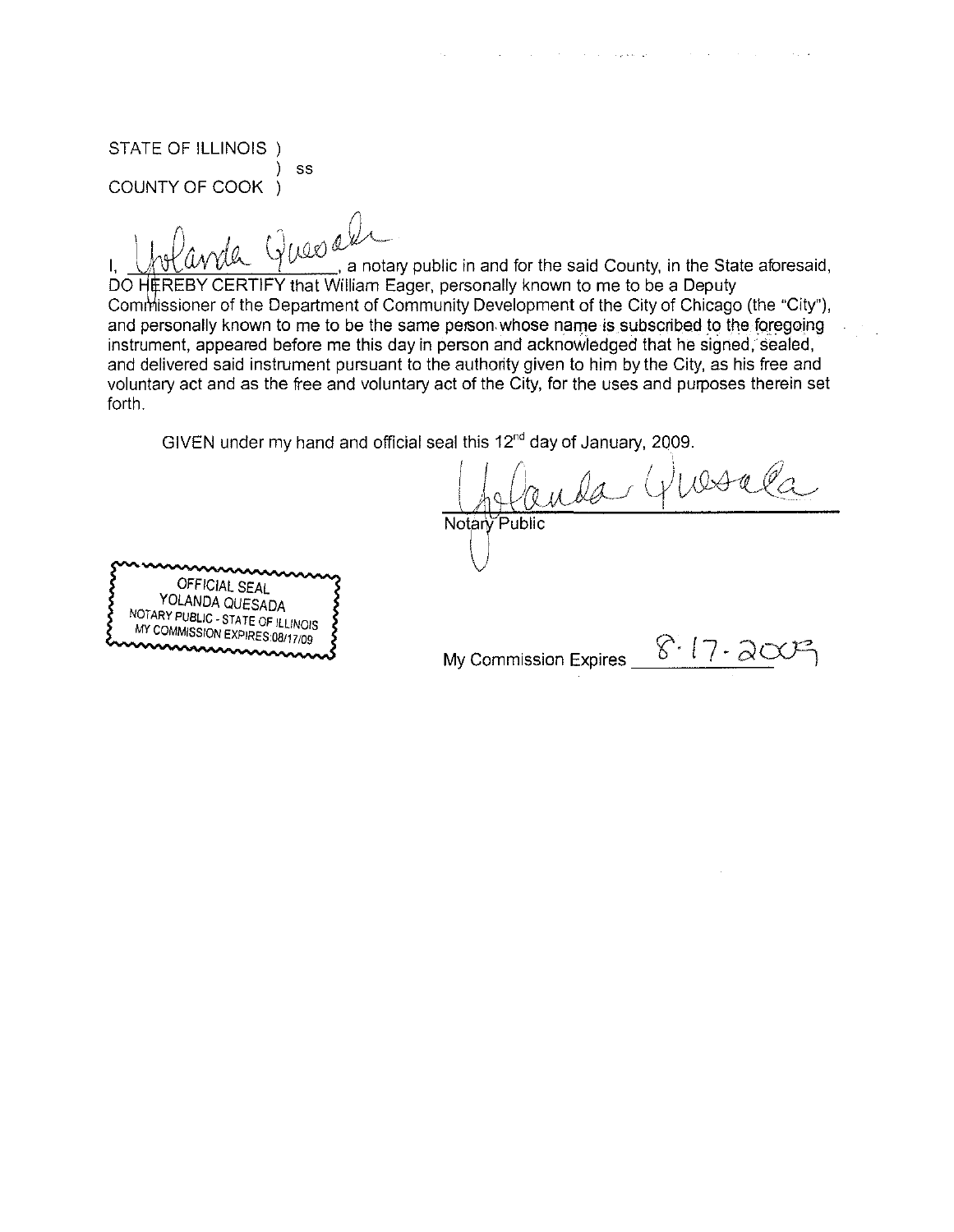STATE OF ILLINOIS )
) ss
COUNTY OF COOK )

I, Yolanda Quesada, a notary public in and for the said County, in the State aforesaid, DO HEREBY CERTIFY that William Eager, personally known to me to be a Deputy Commissioner of the Department of Community Development of the City of Chicago (the "City"), and personally known to me to be the same person whose name is subscribed to the foregoing instrument, appeared before me this day in person and acknowledged that he signed, sealed, and delivered said instrument pursuant to the authority given to him by the City, as his free and voluntary act and as the free and voluntary act of the City, for the uses and purposes therein set forth.

GIVEN under my hand and official seal this 12[nd] day of January, 2009.

Yolanda Quesada
Notary Public

OFFICIAL SEAL
YOLANDA QUESADA
NOTARY PUBLIC - STATE OF ILLINOIS
MY COMMISSION EXPIRES:08/17/09

My Commission Expires 8-17-2009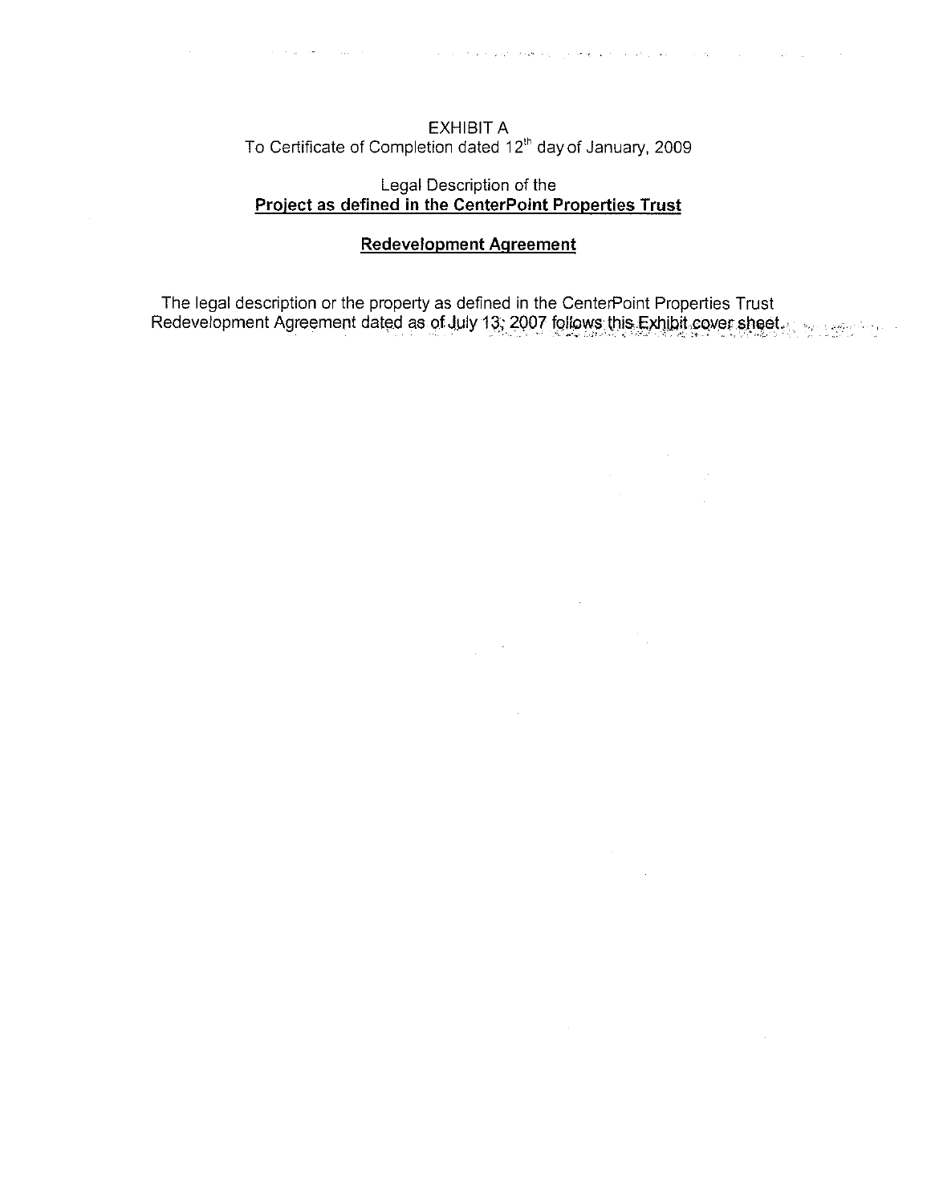EXHIBIT A

To Certificate of Completion dated 12th day of January, 2009

Legal Description of the

**Project as defined in the CenterPoint Properties Trust**

**Redevelopment Agreement**

The legal description or the property as defined in the CenterPoint Properties Trust Redevelopment Agreement dated as of July 13, 2007 follows this Exhibit cover sheet.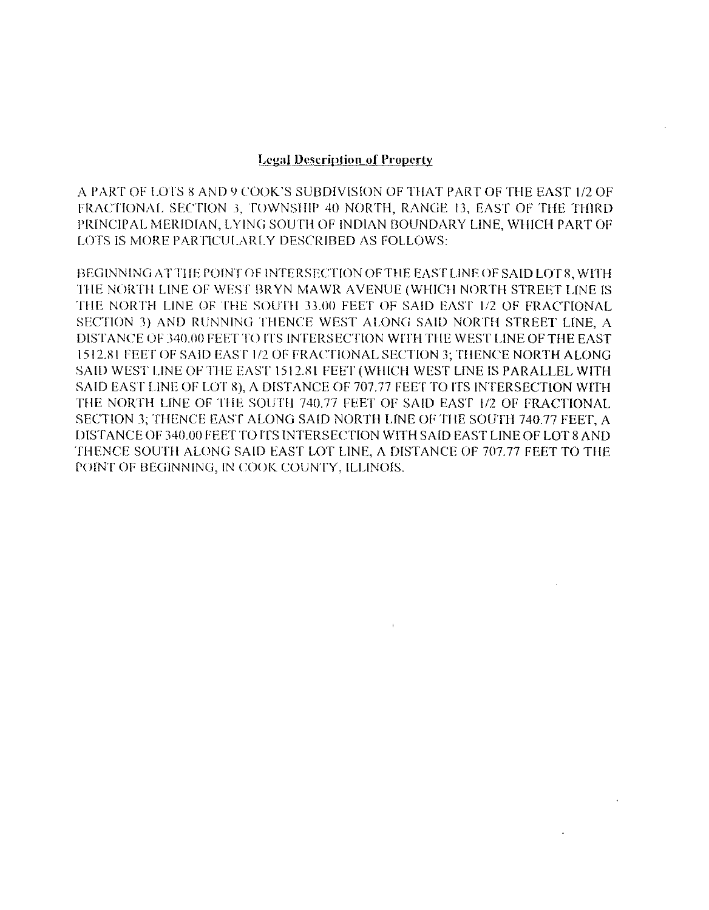**Legal Description of Property**

A PART OF LOTS 8 AND 9 COOK'S SUBDIVISION OF THAT PART OF THE EAST 1/2 OF FRACTIONAL SECTION 3, TOWNSHIP 40 NORTH, RANGE 13, EAST OF THE THIRD PRINCIPAL MERIDIAN, LYING SOUTH OF INDIAN BOUNDARY LINE, WHICH PART OF LOTS IS MORE PARTICULARLY DESCRIBED AS FOLLOWS:

BEGINNING AT THE POINT OF INTERSECTION OF THE EAST LINE OF SAID LOT 8, WITH THE NORTH LINE OF WEST BRYN MAWR AVENUE (WHICH NORTH STREET LINE IS THE NORTH LINE OF THE SOUTH 33.00 FEET OF SAID EAST 1/2 OF FRACTIONAL SECTION 3) AND RUNNING THENCE WEST ALONG SAID NORTH STREET LINE, A DISTANCE OF 340.00 FEET TO ITS INTERSECTION WITH THE WEST LINE OF THE EAST 1512.81 FEET OF SAID EAST 1/2 OF FRACTIONAL SECTION 3; THENCE NORTH ALONG SAID WEST LINE OF THE EAST 1512.81 FEET (WHICH WEST LINE IS PARALLEL WITH SAID EAST LINE OF LOT 8), A DISTANCE OF 707.77 FEET TO ITS INTERSECTION WITH THE NORTH LINE OF THE SOUTH 740.77 FEET OF SAID EAST 1/2 OF FRACTIONAL SECTION 3; THENCE EAST ALONG SAID NORTH LINE OF THE SOUTH 740.77 FEET, A DISTANCE OF 340.00 FEET TO ITS INTERSECTION WITH SAID EAST LINE OF LOT 8 AND THENCE SOUTH ALONG SAID EAST LOT LINE, A DISTANCE OF 707.77 FEET TO THE POINT OF BEGINNING, IN COOK COUNTY, ILLINOIS.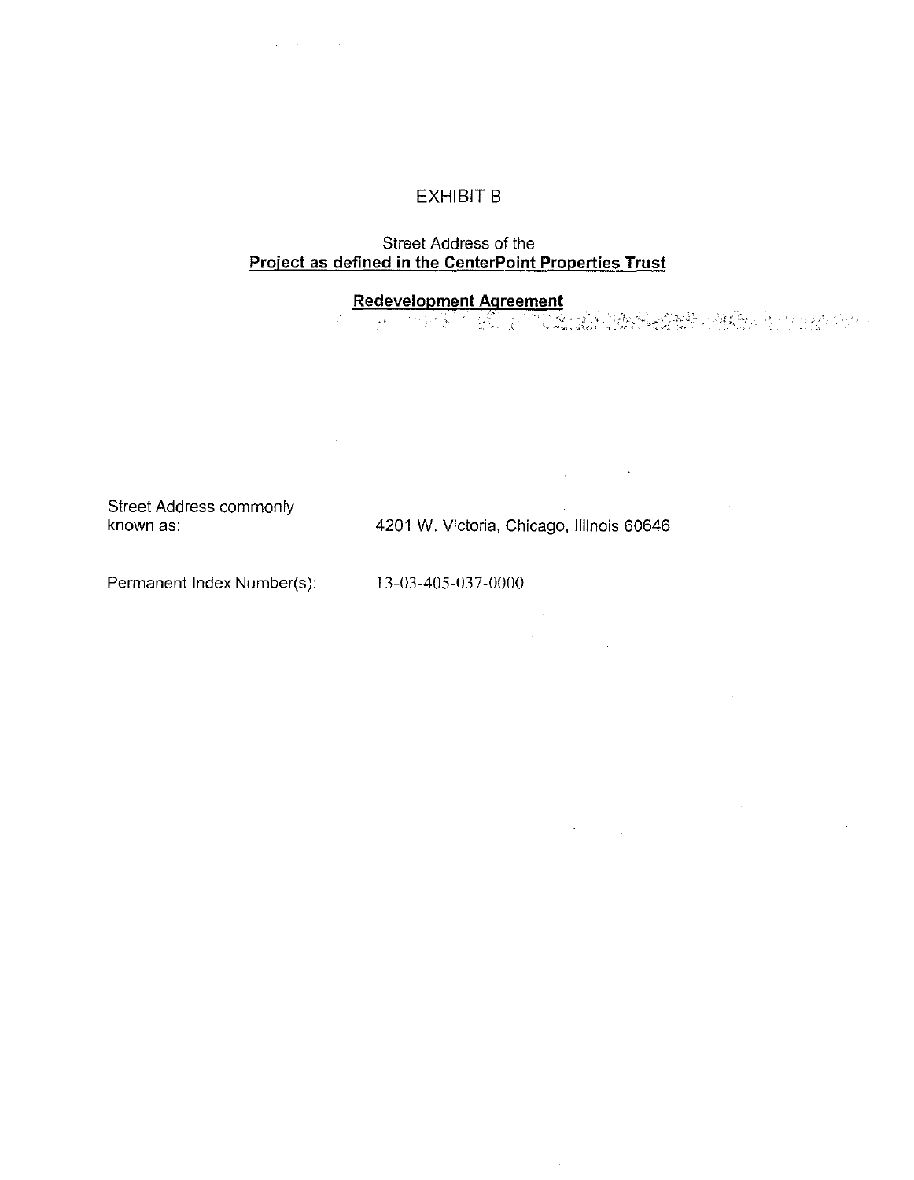# EXHIBIT B

Street Address of the
**Project as defined in the CenterPoint Properties Trust**

**Redevelopment Agreement**

Street Address commonly known as: 4201 W. Victoria, Chicago, Illinois 60646

Permanent Index Number(s): 13-03-405-037-0000